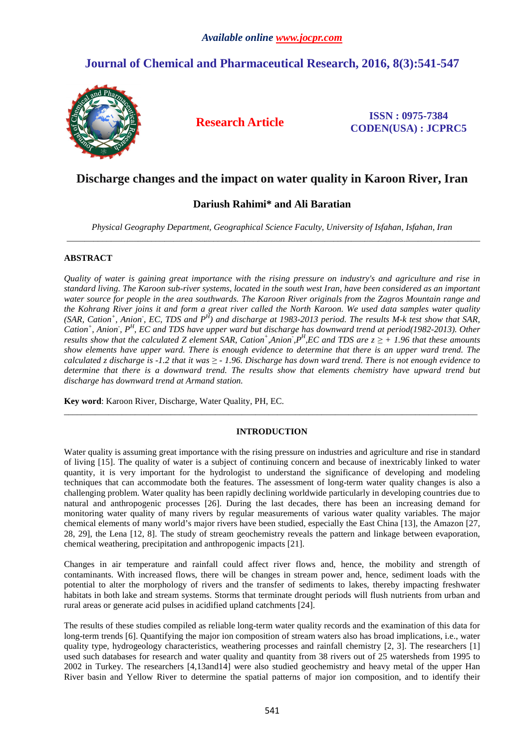# Discharge changes and the impact on water quality in Karoon River, Iran

**Dariush Rahimi\* and Ali Baratian**

*Physical Geography Department, Geographical Science Faculty, University of Isfahan, Isfahan, Iran*

---

## ABSTRACT

*Quality of water is gaining great importance with the rising pressure on industry's and agriculture and rise in standard living. The Karoon sub-river systems, located in the south west Iran, have been considered as an important water source for people in the area southwards. The Karoon River originals from the Zagros Mountain range and the Kohrang River joins it and form a great river called the North Karoon. We used data samples water quality (SAR, $Cation^{+}$, $Anion^{-}$, EC, TDS and $P^{H}$) and discharge at 1983-2013 period. The results M-k test show that SAR, $Cation^{+}$, $Anion^{-}$, $P^{H}$, EC and TDS have upper ward but discharge has downward trend at period(1982-2013). Other results show that the calculated Z element SAR, $Cation^{+}$, $Anion^{-}$, $P^{H}$, EC and TDS are $z \geq +1.96$ that these amounts show elements have upper ward. There is enough evidence to determine that there is an upper ward trend. The calculated z discharge is -1.2 that it was $\geq -1.96$. Discharge has down ward trend. There is not enough evidence to determine that there is a downward trend. The results show that elements chemistry have upward trend but discharge has downward trend at Armand station.*

**Key word**: Karoon River, Discharge, Water Quality, PH, EC.

---

## INTRODUCTION

Water quality is assuming great importance with the rising pressure on industries and agriculture and rise in standard of living [15]. The quality of water is a subject of continuing concern and because of inextricably linked to water quantity, it is very important for the hydrologist to understand the significance of developing and modeling techniques that can accommodate both the features. The assessment of long-term water quality changes is also a challenging problem. Water quality has been rapidly declining worldwide particularly in developing countries due to natural and anthropogenic processes [26]. During the last decades, there has been an increasing demand for monitoring water quality of many rivers by regular measurements of various water quality variables. The major chemical elements of many world's major rivers have been studied, especially the East China [13], the Amazon [27, 28, 29], the Lena [12, 8]. The study of stream geochemistry reveals the pattern and linkage between evaporation, chemical weathering, precipitation and anthropogenic impacts [21].

Changes in air temperature and rainfall could affect river flows and, hence, the mobility and strength of contaminants. With increased flows, there will be changes in stream power and, hence, sediment loads with the potential to alter the morphology of rivers and the transfer of sediments to lakes, thereby impacting freshwater habitats in both lake and stream systems. Storms that terminate drought periods will flush nutrients from urban and rural areas or generate acid pulses in acidified upland catchments [24].

The results of these studies compiled as reliable long-term water quality records and the examination of this data for long-term trends [6]. Quantifying the major ion composition of stream waters also has broad implications, i.e., water quality type, hydrogeology characteristics, weathering processes and rainfall chemistry [2, 3]. The researchers [1] used such databases for research and water quality and quantity from 38 rivers out of 25 watersheds from 1995 to 2002 in Turkey. The researchers [4,13and14] were also studied geochemistry and heavy metal of the upper Han River basin and Yellow River to determine the spatial patterns of major ion composition, and to identify their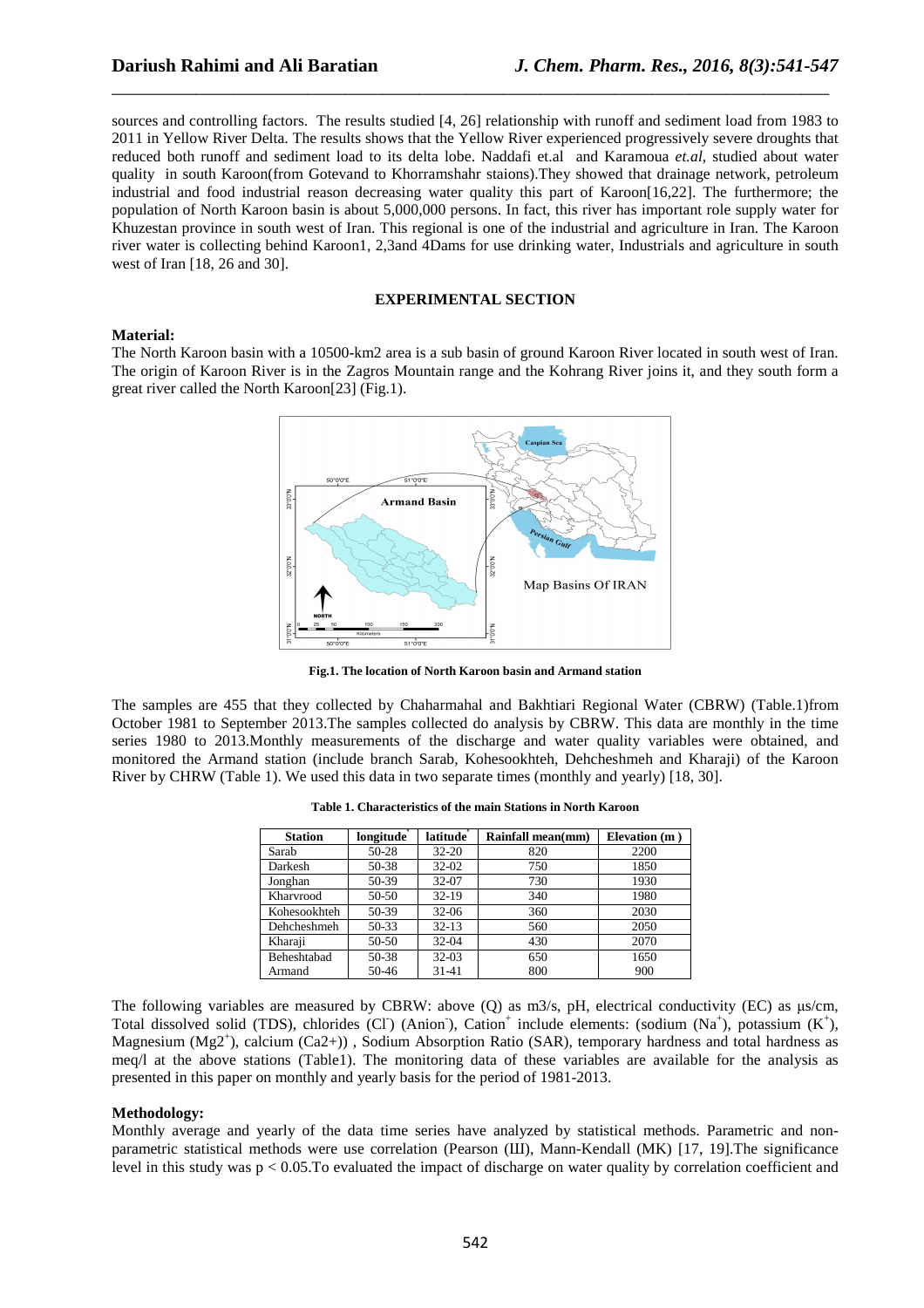sources and controlling factors. The results studied [4, 26] relationship with runoff and sediment load from 1983 to 2011 in Yellow River Delta. The results shows that the Yellow River experienced progressively severe droughts that reduced both runoff and sediment load to its delta lobe. Naddafi et.al and Karamoua *et.al,* studied about water quality in south Karoon(from Gotevand to Khorramshahr staions).They showed that drainage network, petroleum industrial and food industrial reason decreasing water quality this part of Karoon[16,22]. The furthermore; the population of North Karoon basin is about 5,000,000 persons. In fact, this river has important role supply water for Khuzestan province in south west of Iran. This regional is one of the industrial and agriculture in Iran. The Karoon river water is collecting behind Karoon1, 2,3and 4Dams for use drinking water, Industrials and agriculture in south west of Iran [18, 26 and 30].

## EXPERIMENTAL SECTION

**Material:**

The North Karoon basin with a 10500-km2 area is a sub basin of ground Karoon River located in south west of Iran. The origin of Karoon River is in the Zagros Mountain range and the Kohrang River joins it, and they south form a great river called the North Karoon[23] (Fig.1).

**Fig.1. The location of North Karoon basin and Armand station**

The samples are 455 that they collected by Chaharmahal and Bakhtiari Regional Water (CBRW) (Table.1)from October 1981 to September 2013.The samples collected do analysis by CBRW. This data are monthly in the time series 1980 to 2013.Monthly measurements of the discharge and water quality variables were obtained, and monitored the Armand station (include branch Sarab, Kohesookhteh, Dehcheshmeh and Kharaji) of the Karoon River by CHRW (Table 1). We used this data in two separate times (monthly and yearly) [18, 30].

**Table 1. Characteristics of the main Stations in North Karoon**

| Station | longitude* | latitude* | Rainfall mean(mm) | Elevation (m ) |
|---|---|---|---|---|
| Sarab | 50-28 | 32-20 | 820 | 2200 |
| Darkesh | 50-38 | 32-02 | 750 | 1850 |
| Jonghan | 50-39 | 32-07 | 730 | 1930 |
| Kharvrood | 50-50 | 32-19 | 340 | 1980 |
| Kohesookhteh | 50-39 | 32-06 | 360 | 2030 |
| Dehcheshmeh | 50-33 | 32-13 | 560 | 2050 |
| Kharaji | 50-50 | 32-04 | 430 | 2070 |
| Beheshtabad | 50-38 | 32-03 | 650 | 1650 |
| Armand | 50-46 | 31-41 | 800 | 900 |

The following variables are measured by CBRW: above (Q) as m3/s, pH, electrical conductivity (EC) as µs/cm, Total dissolved solid (TDS), chlorides ($Cl^-$) (Anion$^-$), Cation$^+$ include elements: (sodium ($Na^+$), potassium ($K^+$), Magnesium ($Mg2^+$), calcium (Ca2+)) , Sodium Absorption Ratio (SAR), temporary hardness and total hardness as meq/l at the above stations (Table1). The monitoring data of these variables are available for the analysis as presented in this paper on monthly and yearly basis for the period of 1981-2013.

**Methodology:**

Monthly average and yearly of the data time series have analyzed by statistical methods. Parametric and non-parametric statistical methods were use correlation (Pearson (III), Mann-Kendall (MK) [17, 19].The significance level in this study was $p < 0.05$.To evaluated the impact of discharge on water quality by correlation coefficient and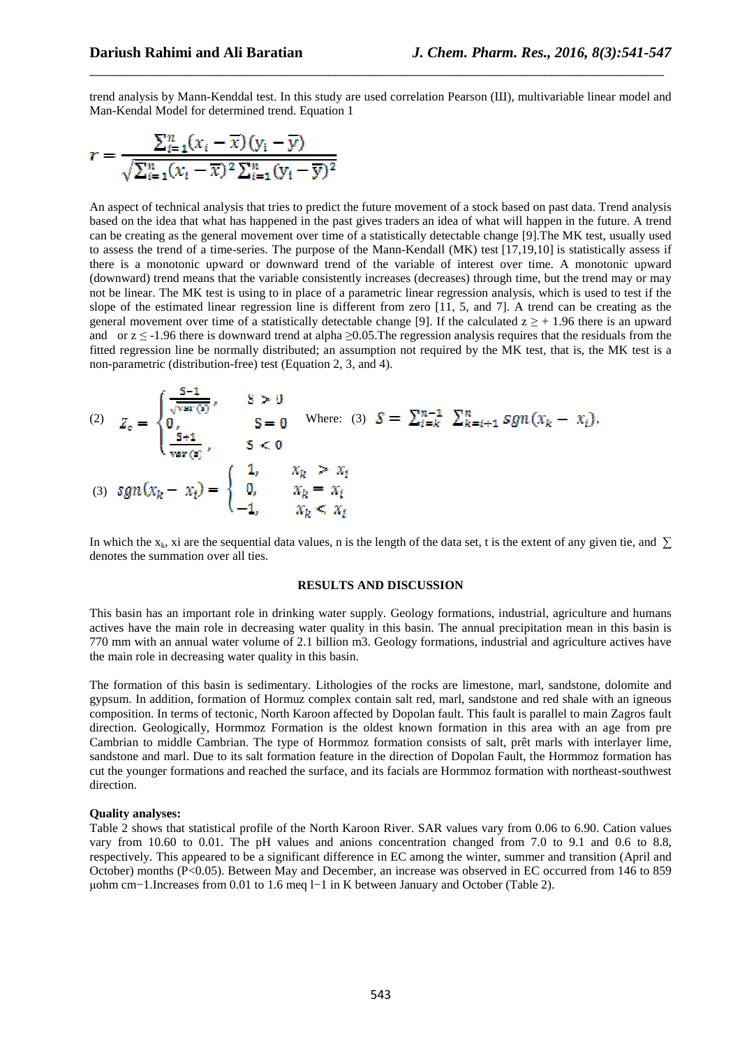trend analysis by Mann-Kenddal test. In this study are used correlation Pearson (III), multivariable linear model and Man-Kendal Model for determined trend. Equation 1

$$r = \frac{\sum_{i=1}^{n}(x_i - \overline{x})(y_i - \overline{y})}{\sqrt{\sum_{i=1}^{n}(x_i - \overline{x})^2 \sum_{i=1}^{n}(y_i - \overline{y})^2}}$$

An aspect of technical analysis that tries to predict the future movement of a stock based on past data. Trend analysis based on the idea that what has happened in the past gives traders an idea of what will happen in the future. A trend can be creating as the general movement over time of a statistically detectable change [9].The MK test, usually used to assess the trend of a time-series. The purpose of the Mann-Kendall (MK) test [17,19,10] is statistically assess if there is a monotonic upward or downward trend of the variable of interest over time. A monotonic upward (downward) trend means that the variable consistently increases (decreases) through time, but the trend may or may not be linear. The MK test is using to in place of a parametric linear regression analysis, which is used to test if the slope of the estimated linear regression line is different from zero [11, 5, and 7]. A trend can be creating as the general movement over time of a statistically detectable change [9]. If the calculated $z \geq +1.96$ there is an upward and or $z \leq -1.96$ there is downward trend at alpha $\geq 0.05$.The regression analysis requires that the residuals from the fitted regression line be normally distributed; an assumption not required by the MK test, that is, the MK test is a non-parametric (distribution-free) test (Equation 2, 3, and 4).

$$(2) \quad Z_c = \begin{cases} \frac{S-1}{\sqrt{var(s)}}, & S > 0 \\ 0, & S = 0 \\ \frac{S+1}{var(s)}, & S < 0 \end{cases} \quad \text{Where: } (3) \quad S = \sum_{i=k}^{n-1} \sum_{k=i+1}^{n} sgn(x_k - x_i),$$

$$(3) \quad sgn(x_k - x_i) = \begin{cases} 1, & x_k > x_i \\ 0, & x_k = x_i \\ -1, & x_k < x_i \end{cases}$$

In which the $x_k$, xi are the sequential data values, n is the length of the data set, t is the extent of any given tie, and $\sum$ denotes the summation over all ties.

## RESULTS AND DISCUSSION

This basin has an important role in drinking water supply. Geology formations, industrial, agriculture and humans actives have the main role in decreasing water quality in this basin. The annual precipitation mean in this basin is 770 mm with an annual water volume of 2.1 billion m3. Geology formations, industrial and agriculture actives have the main role in decreasing water quality in this basin.

The formation of this basin is sedimentary. Lithologies of the rocks are limestone, marl, sandstone, dolomite and gypsum. In addition, formation of Hormuz complex contain salt red, marl, sandstone and red shale with an igneous composition. In terms of tectonic, North Karoon affected by Dopolan fault. This fault is parallel to main Zagros fault direction. Geologically, Hormmoz Formation is the oldest known formation in this area with an age from pre Cambrian to middle Cambrian. The type of Hormmoz formation consists of salt, prêt marls with interlayer lime, sandstone and marl. Due to its salt formation feature in the direction of Dopolan Fault, the Hormmoz formation has cut the younger formations and reached the surface, and its facials are Hormmoz formation with northeast-southwest direction.

**Quality analyses:**

Table 2 shows that statistical profile of the North Karoon River. SAR values vary from 0.06 to 6.90. Cation values vary from 10.60 to 0.01. The pH values and anions concentration changed from 7.0 to 9.1 and 0.6 to 8.8, respectively. This appeared to be a significant difference in EC among the winter, summer and transition (April and October) months ($P<0.05$). Between May and December, an increase was observed in EC occurred from 146 to 859 μohm $cm^{-1}$.Increases from 0.01 to 1.6 meq $l^{-1}$ in K between January and October (Table 2).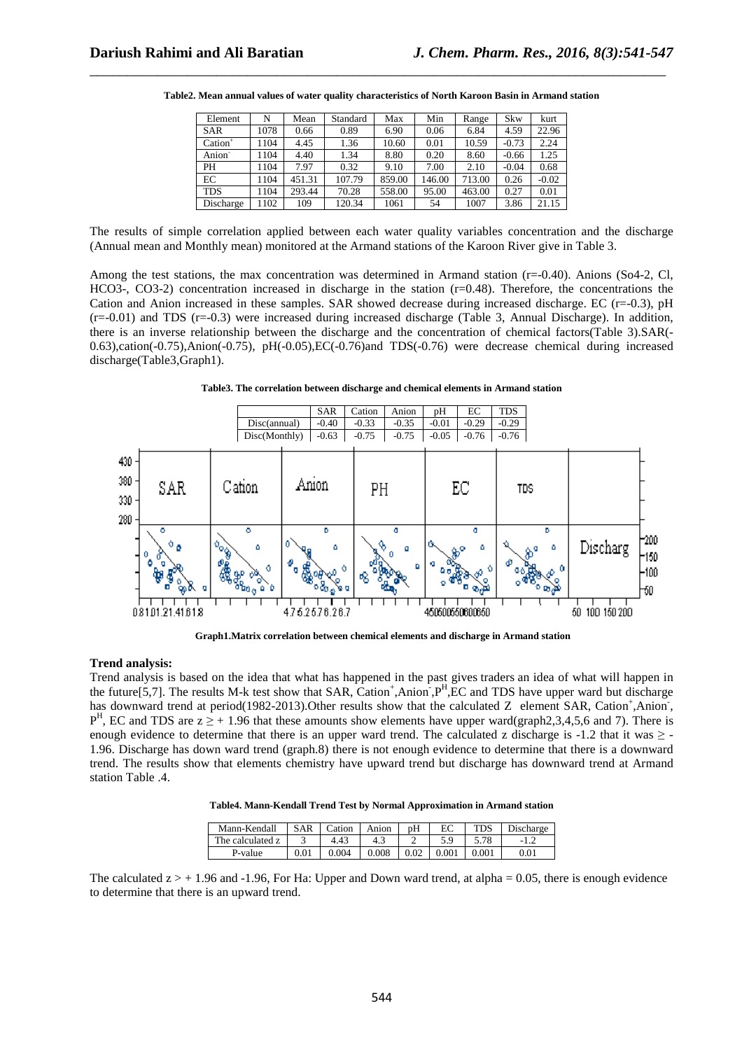**Table2. Mean annual values of water quality characteristics of North Karoon Basin in Armand station**

| Element | N | Mean | Standard | Max | Min | Range | Skw | kurt |
|---|---|---|---|---|---|---|---|---|
| SAR | 1078 | 0.66 | 0.89 | 6.90 | 0.06 | 6.84 | 4.59 | 22.96 |
| $Cation^+$ | 1104 | 4.45 | 1.36 | 10.60 | 0.01 | 10.59 | -0.73 | 2.24 |
| $Anion^-$ | 1104 | 4.40 | 1.34 | 8.80 | 0.20 | 8.60 | -0.66 | 1.25 |
| PH | 1104 | 7.97 | 0.32 | 9.10 | 7.00 | 2.10 | -0.04 | 0.68 |
| EC | 1104 | 451.31 | 107.79 | 859.00 | 146.00 | 713.00 | 0.26 | -0.02 |
| TDS | 1104 | 293.44 | 70.28 | 558.00 | 95.00 | 463.00 | 0.27 | 0.01 |
| Discharge | 1102 | 109 | 120.34 | 1061 | 54 | 1007 | 3.86 | 21.15 |

The results of simple correlation applied between each water quality variables concentration and the discharge (Annual mean and Monthly mean) monitored at the Armand stations of the Karoon River give in Table 3.

Among the test stations, the max concentration was determined in Armand station (r=-0.40). Anions ($SO_4^{-2}$, Cl, $HCO_3^-$, $CO_3^{-2}$) concentration increased in discharge in the station (r=0.48). Therefore, the concentrations the Cation and Anion increased in these samples. SAR showed decrease during increased discharge. EC (r=-0.3), pH (r=-0.01) and TDS (r=-0.3) were increased during increased discharge (Table 3, Annual Discharge). In addition, there is an inverse relationship between the discharge and the concentration of chemical factors(Table 3).SAR(-0.63),cation(-0.75),Anion(-0.75), pH(-0.05),EC(-0.76)and TDS(-0.76) were decrease chemical during increased discharge(Table3,Graph1).

**Table3. The correlation between discharge and chemical elements in Armand station**

| | SAR | Cation | Anion | pH | EC | TDS |
|---|---|---|---|---|---|---|
| Disc(annual) | -0.40 | -0.33 | -0.35 | -0.01 | -0.29 | -0.29 |
| Disc(Monthly) | -0.63 | -0.75 | -0.75 | -0.05 | -0.76 | -0.76 |

**Graph1.Matrix correlation between chemical elements and discharge in Armand station**

### Trend analysis:

Trend analysis is based on the idea that what has happened in the past gives traders an idea of what will happen in the future[5,7]. The results M-k test show that SAR, $Cation^+$,$Anion^-$,$P^H$,EC and TDS have upper ward but discharge has downward trend at period(1982-2013).Other results show that the calculated Z element SAR, $Cation^+$,$Anion^-$, $P^H$, EC and TDS are $z \geq +1.96$ that these amounts show elements have upper ward(graph2,3,4,5,6 and 7). There is enough evidence to determine that there is an upper ward trend. The calculated z discharge is -1.2 that it was $\geq$ -1.96. Discharge has down ward trend (graph.8) there is not enough evidence to determine that there is a downward trend. The results show that elements chemistry have upward trend but discharge has downward trend at Armand station Table .4.

**Table4. Mann-Kendall Trend Test by Normal Approximation in Armand station**

| Mann-Kendall | SAR | Cation | Anion | pH | EC | TDS | Discharge |
|---|---|---|---|---|---|---|---|
| The calculated z | 3 | 4.43 | 4.3 | 2 | 5.9 | 5.78 | -1.2 |
| P-value | 0.01 | 0.004 | 0.008 | 0.02 | 0.001 | 0.001 | 0.01 |

The calculated $z > +1.96$ and -1.96, For Ha: Upper and Down ward trend, at alpha = 0.05, there is enough evidence to determine that there is an upward trend.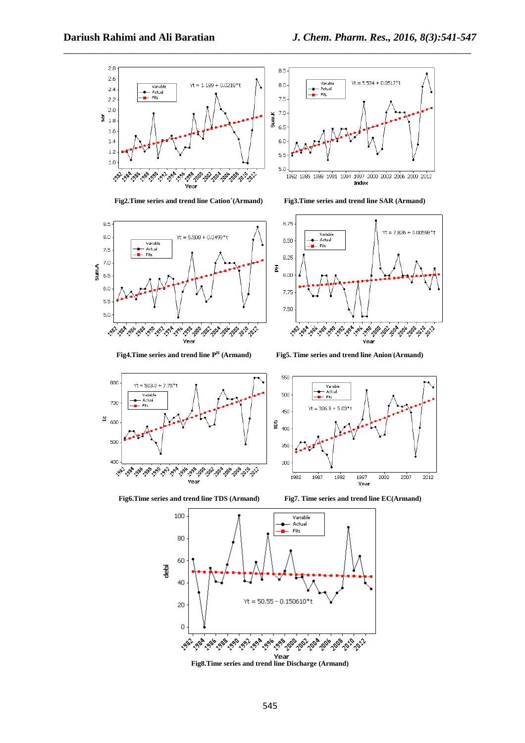Fig2.Time series and trend line Cation$^{+}$(Armand)

Fig3.Time series and trend line SAR (Armand)

Fig4.Time series and trend line P$^{H}$ (Armand)

Fig5. Time series and trend line Anion$^{-}$(Armand)

Fig6.Time series and trend line TDS (Armand)

Fig7. Time series and trend line EC(Armand)

Fig8.Time series and trend line Discharge (Armand)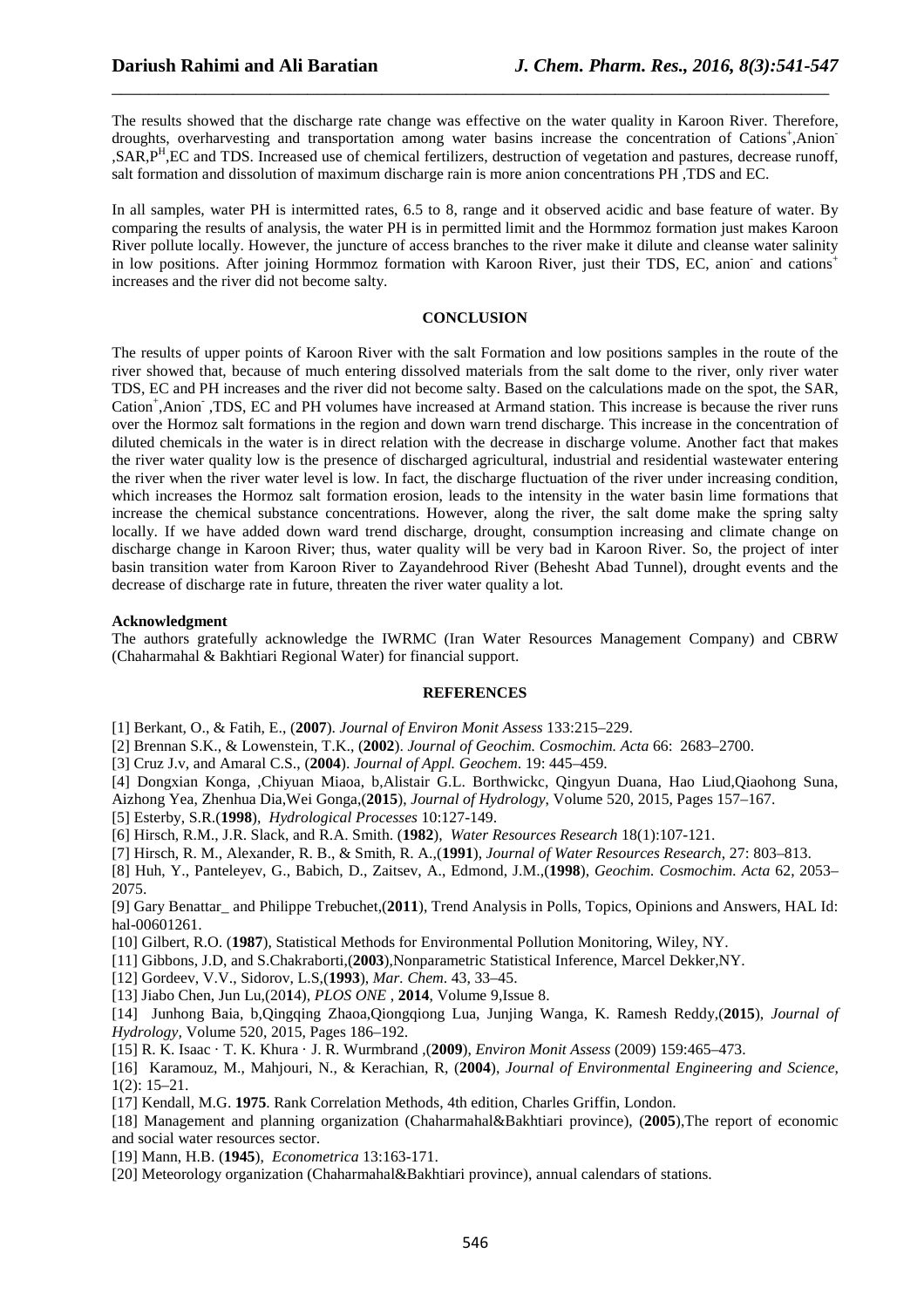The results showed that the discharge rate change was effective on the water quality in Karoon River. Therefore, droughts, overharvesting and transportation among water basins increase the concentration of $Cations^+$,$Anion^-$ ,SAR,$P^H$,EC and TDS. Increased use of chemical fertilizers, destruction of vegetation and pastures, decrease runoff, salt formation and dissolution of maximum discharge rain is more anion concentrations PH ,TDS and EC.

In all samples, water PH is intermitted rates, 6.5 to 8, range and it observed acidic and base feature of water. By comparing the results of analysis, the water PH is in permitted limit and the Hormmoz formation just makes Karoon River pollute locally. However, the juncture of access branches to the river make it dilute and cleanse water salinity in low positions. After joining Hormmoz formation with Karoon River, just their TDS, EC, $anion^-$ and $cations^+$ increases and the river did not become salty.

## CONCLUSION

The results of upper points of Karoon River with the salt Formation and low positions samples in the route of the river showed that, because of much entering dissolved materials from the salt dome to the river, only river water TDS, EC and PH increases and the river did not become salty. Based on the calculations made on the spot, the SAR, $Cation^+$,$Anion^-$ ,TDS, EC and PH volumes have increased at Armand station. This increase is because the river runs over the Hormoz salt formations in the region and down warn trend discharge. This increase in the concentration of diluted chemicals in the water is in direct relation with the decrease in discharge volume. Another fact that makes the river water quality low is the presence of discharged agricultural, industrial and residential wastewater entering the river when the river water level is low. In fact, the discharge fluctuation of the river under increasing condition, which increases the Hormoz salt formation erosion, leads to the intensity in the water basin lime formations that increase the chemical substance concentrations. However, along the river, the salt dome make the spring salty locally. If we have added down ward trend discharge, drought, consumption increasing and climate change on discharge change in Karoon River; thus, water quality will be very bad in Karoon River. So, the project of inter basin transition water from Karoon River to Zayandehrood River (Behesht Abad Tunnel), drought events and the decrease of discharge rate in future, threaten the river water quality a lot.

**Acknowledgment**

The authors gratefully acknowledge the IWRMC (Iran Water Resources Management Company) and CBRW (Chaharmahal & Bakhtiari Regional Water) for financial support.

## REFERENCES

[1] Berkant, O., & Fatih, E., (**2007**). *Journal of Environ Monit Assess* 133:215–229.

[2] Brennan S.K., & Lowenstein, T.K., (**2002**). *Journal of Geochim. Cosmochim. Acta* 66: 2683–2700.

[3] Cruz J.v, and Amaral C.S., (**2004**). *Journal of Appl. Geochem*. 19: 445–459.

[4] Dongxian Konga, ,Chiyuan Miaoa, b,Alistair G.L. Borthwickc, Qingyun Duana, Hao Liud,Qiaohong Suna, Aizhong Yea, Zhenhua Dia,Wei Gonga,(**2015**), *Journal of Hydrology*, Volume 520, 2015, Pages 157–167.

[5] Esterby, S.R.(**1998**), *Hydrological Processes* 10:127-149.

[6] Hirsch, R.M., J.R. Slack, and R.A. Smith. (**1982**), *Water Resources Research* 18(1):107-121.

[7] Hirsch, R. M., Alexander, R. B., & Smith, R. A.,(**1991**), *Journal of Water Resources Research*, 27: 803–813.

[8] Huh, Y., Panteleyev, G., Babich, D., Zaitsev, A., Edmond, J.M.,(**1998**), *Geochim. Cosmochim. Acta* 62, 2053–2075.

[9] Gary Benattar_ and Philippe Trebuchet,(**2011**), Trend Analysis in Polls, Topics, Opinions and Answers, HAL Id: hal-00601261.

[10] Gilbert, R.O. (**1987**), Statistical Methods for Environmental Pollution Monitoring, Wiley, NY.

[11] Gibbons, J.D, and S.Chakraborti,(**2003**),Nonparametric Statistical Inference, Marcel Dekker,NY.

[12] Gordeev, V.V., Sidorov, L.S,(**1993**), *Mar. Chem*. 43, 33–45.

[13] Jiabo Chen, Jun Lu,(20**1**4), *PLOS ONE* , **2014**, Volume 9,Issue 8.

[14] Junhong Baia, b,Qingqing Zhaoa,Qiongqiong Lua, Junjing Wanga, K. Ramesh Reddy,(**2015**), *Journal of Hydrology*, Volume 520, 2015, Pages 186–192.

[15] R. K. Isaac · T. K. Khura · J. R. Wurmbrand ,(**2009**), *Environ Monit Assess* (2009) 159:465–473.

[16] Karamouz, M., Mahjouri, N., & Kerachian, R, (**2004**), *Journal of Environmental Engineering and Science*, 1(2): 15–21.

[17] Kendall, M.G. **1975**. Rank Correlation Methods, 4th edition, Charles Griffin, London.

[18] Management and planning organization (Chaharmahal&Bakhtiari province), (**2005**),The report of economic and social water resources sector.

[19] Mann, H.B. (**1945**), *Econometrica* 13:163-171.

[20] Meteorology organization (Chaharmahal&Bakhtiari province), annual calendars of stations.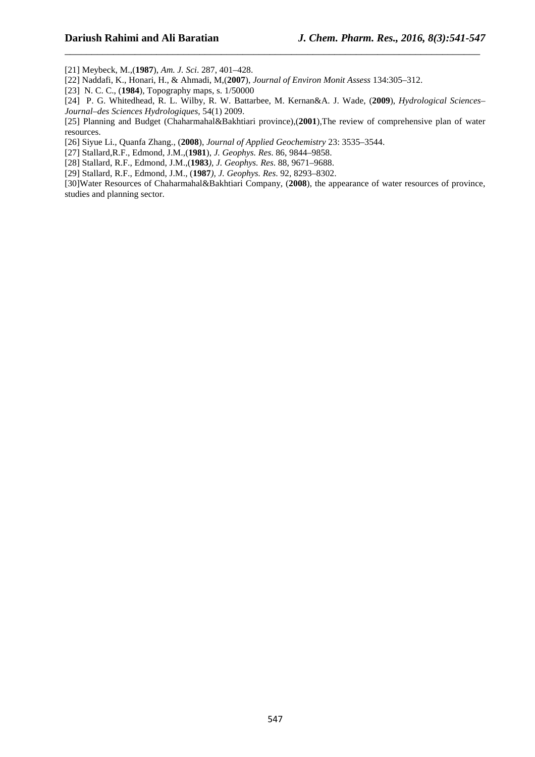[21] Meybeck, M.,(**1987**), *Am. J. Sci*. 287, 401–428.

[22] Naddafi, K., Honari, H., & Ahmadi, M,(**2007**), *Journal of Environ Monit Assess* 134:305–312.

[23] N. C. C., (**1984**), Topography maps, s. 1/50000

[24] P. G. Whitedhead, R. L. Wilby, R. W. Battarbee, M. Kernan&A. J. Wade, (**2009**), *Hydrological Sciences–Journal–des Sciences Hydrologiques*, 54(1) 2009.

[25] Planning and Budget (Chaharmahal&Bakhtiari province),(**2001**),The review of comprehensive plan of water resources.

[26] Siyue Li., Quanfa Zhang., (**2008**), *Journal of Applied Geochemistry* 23: 3535–3544.

[27] Stallard,R.F., Edmond, J.M.,(**1981**), *J. Geophys. Res*. 86, 9844–9858.

[28] Stallard, R.F., Edmond, J.M.,(**1983***), J. Geophys. Res*. 88, 9671–9688.

[29] Stallard, R.F., Edmond, J.M., (**1987***), J. Geophys. Res*. 92, 8293–8302.

[30]Water Resources of Chaharmahal&Bakhtiari Company, (**2008**), the appearance of water resources of province, studies and planning sector.